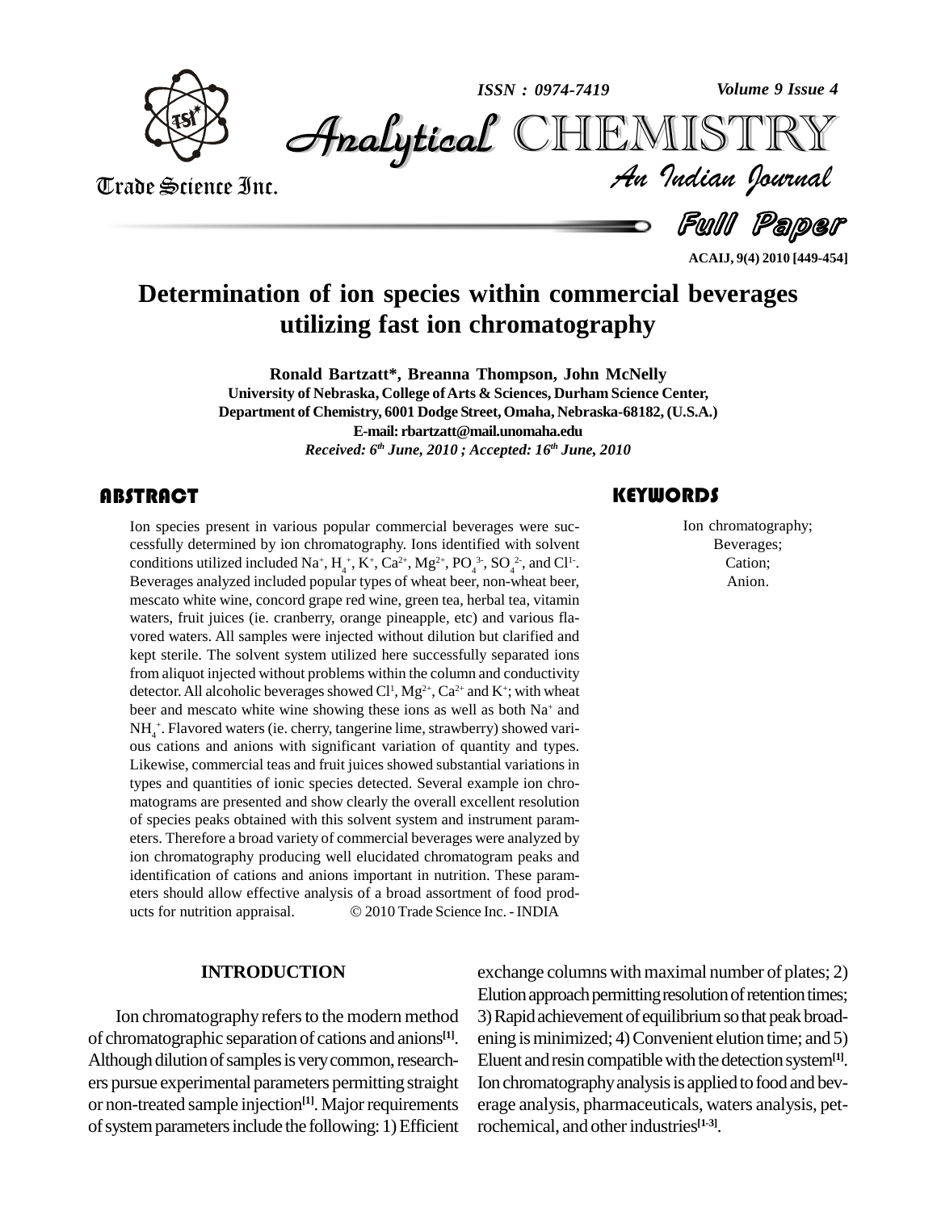# Determination of ion species within commercial beverages utilizing fast ion chromatography

**Ronald Bartzatt\*, Breanna Thompson, John McNelly**

University of Nebraska, College of Arts & Sciences, Durham Science Center, Department of Chemistry, 6001 Dodge Street, Omaha, Nebraska-68182, (U.S.A.)

E-mail: rbartzatt@mail.unomaha.edu

*Received: 6th June, 2010 ; Accepted: 16th June, 2010*

## ABSTRACT

Ion species present in various popular commercial beverages were successfully determined by ion chromatography. Ions identified with solvent conditions utilized included $Na^+$, $H_4^+$, $K^+$, $Ca^{2+}$, $Mg^{2+}$, $PO_4^{3-}$, $SO_4^{2-}$, and $Cl^{1-}$. Beverages analyzed included popular types of wheat beer, non-wheat beer, mescato white wine, concord grape red wine, green tea, herbal tea, vitamin waters, fruit juices (ie. cranberry, orange pineapple, etc) and various flavored waters. All samples were injected without dilution but clarified and kept sterile. The solvent system utilized here successfully separated ions from aliquot injected without problems within the column and conductivity detector. All alcoholic beverages showed $Cl^1$, $Mg^{2+}$, $Ca^{2+}$ and $K^+$; with wheat beer and mescato white wine showing these ions as well as both $Na^+$ and $NH_4^+$. Flavored waters (ie. cherry, tangerine lime, strawberry) showed various cations and anions with significant variation of quantity and types. Likewise, commercial teas and fruit juices showed substantial variations in types and quantities of ionic species detected. Several example ion chromatograms are presented and show clearly the overall excellent resolution of species peaks obtained with this solvent system and instrument parameters. Therefore a broad variety of commercial beverages were analyzed by ion chromatography producing well elucidated chromatogram peaks and identification of cations and anions important in nutrition. These parameters should allow effective analysis of a broad assortment of food products for nutrition appraisal.

© 2010 Trade Science Inc. - INDIA

## KEYWORDS

Ion chromatography;
Beverages;
Cation;
Anion.

## INTRODUCTION

Ion chromatography refers to the modern method of chromatographic separation of cations and anions[1]. Although dilution of samples is very common, researchers pursue experimental parameters permitting straight or non-treated sample injection[1]. Major requirements of system parameters include the following: 1) Efficient exchange columns with maximal number of plates; 2) Elution approach permitting resolution of retention times; 3) Rapid achievement of equilibrium so that peak broadening is minimized; 4) Convenient elution time; and 5) Eluent and resin compatible with the detection system[1]. Ion chromatography analysis is applied to food and beverage analysis, pharmaceuticals, waters analysis, petrochemical, and other industries[1-3].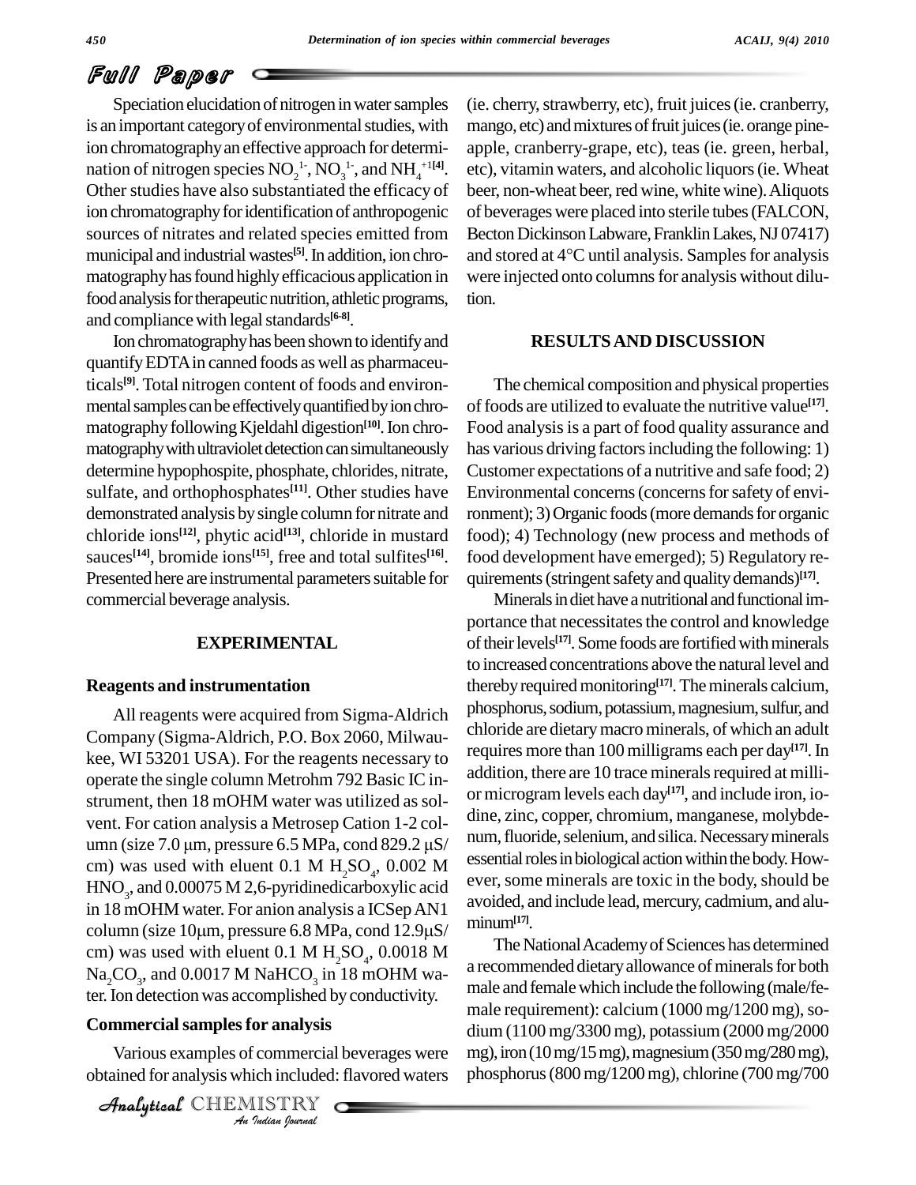Speciation elucidation of nitrogen in water samples is an important category of environmental studies, with ion chromatography an effective approach for determination of nitrogen species $NO_2^{1-}$, $NO_3^{1-}$, and $NH_4^{+1}$[4]. Other studies have also substantiated the efficacy of ion chromatography for identification of anthropogenic sources of nitrates and related species emitted from municipal and industrial wastes[5]. In addition, ion chromatography has found highly efficacious application in food analysis for therapeutic nutrition, athletic programs, and compliance with legal standards[6-8].

Ion chromatography has been shown to identify and quantify EDTA in canned foods as well as pharmaceuticals[9]. Total nitrogen content of foods and environmental samples can be effectively quantified by ion chromatography following Kjeldahl digestion[10]. Ion chromatography with ultraviolet detection can simultaneously determine hypophospite, phosphate, chlorides, nitrate, sulfate, and orthophosphates[11]. Other studies have demonstrated analysis by single column for nitrate and chloride ions[12], phytic acid[13], chloride in mustard sauces[14], bromide ions[15], free and total sulfites[16]. Presented here are instrumental parameters suitable for commercial beverage analysis.

## EXPERIMENTAL

### Reagents and instrumentation

All reagents were acquired from Sigma-Aldrich Company (Sigma-Aldrich, P.O. Box 2060, Milwaukee, WI 53201 USA). For the reagents necessary to operate the single column Metrohm 792 Basic IC instrument, then 18 mOHM water was utilized as solvent. For cation analysis a Metrosep Cation 1-2 column (size 7.0 μm, pressure 6.5 MPa, cond 829.2 μS/cm) was used with eluent 0.1 M $H_2SO_4$, 0.002 M $HNO_3$, and 0.00075 M 2,6-pyridinedicarboxylic acid in 18 mOHM water. For anion analysis a ICSep AN1 column (size 10μm, pressure 6.8 MPa, cond 12.9μS/cm) was used with eluent 0.1 M $H_2SO_4$, 0.0018 M $Na_2CO_3$, and 0.0017 M $NaHCO_3$ in 18 mOHM water. Ion detection was accomplished by conductivity.

### Commercial samples for analysis

Various examples of commercial beverages were obtained for analysis which included: flavored waters (ie. cherry, strawberry, etc), fruit juices (ie. cranberry, mango, etc) and mixtures of fruit juices (ie. orange pineapple, cranberry-grape, etc), teas (ie. green, herbal, etc), vitamin waters, and alcoholic liquors (ie. Wheat beer, non-wheat beer, red wine, white wine). Aliquots of beverages were placed into sterile tubes (FALCON, Becton Dickinson Labware, Franklin Lakes, NJ 07417) and stored at 4°C until analysis. Samples for analysis were injected onto columns for analysis without dilution.

## RESULTS AND DISCUSSION

The chemical composition and physical properties of foods are utilized to evaluate the nutritive value[17]. Food analysis is a part of food quality assurance and has various driving factors including the following: 1) Customer expectations of a nutritive and safe food; 2) Environmental concerns (concerns for safety of environment); 3) Organic foods (more demands for organic food); 4) Technology (new process and methods of food development have emerged); 5) Regulatory requirements (stringent safety and quality demands)[17].

Minerals in diet have a nutritional and functional importance that necessitates the control and knowledge of their levels[17]. Some foods are fortified with minerals to increased concentrations above the natural level and thereby required monitoring[17]. The minerals calcium, phosphorus, sodium, potassium, magnesium, sulfur, and chloride are dietary macro minerals, of which an adult requires more than 100 milligrams each per day[17]. In addition, there are 10 trace minerals required at milli- or microgram levels each day[17], and include iron, iodine, zinc, copper, chromium, manganese, molybdenum, fluoride, selenium, and silica. Necessary minerals essential roles in biological action within the body. However, some minerals are toxic in the body, should be avoided, and include lead, mercury, cadmium, and aluminum[17].

The National Academy of Sciences has determined a recommended dietary allowance of minerals for both male and female which include the following (male/female requirement): calcium (1000 mg/1200 mg), sodium (1100 mg/3300 mg), potassium (2000 mg/2000 mg), iron (10 mg/15 mg), magnesium (350 mg/280 mg), phosphorus (800 mg/1200 mg), chlorine (700 mg/700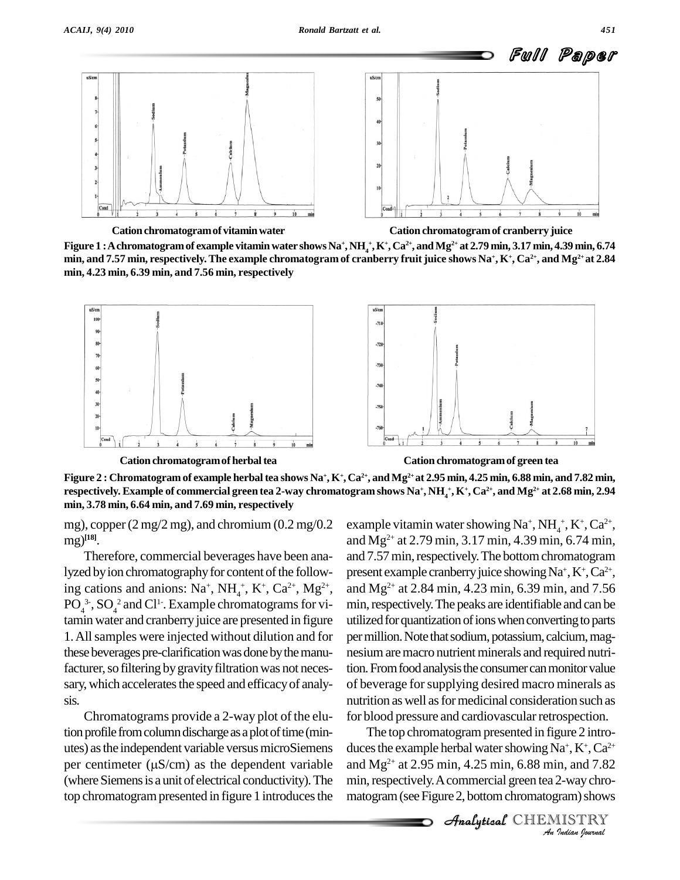Cation chromatogram of vitamin water

Cation chromatogram of cranberry juice

**Figure 1 : A chromatogram of example vitamin water shows $Na^+$, $NH_4^+$, $K^+$, $Ca^{2+}$, and $Mg^{2+}$ at 2.79 min, 3.17 min, 4.39 min, 6.74 min, and 7.57 min, respectively. The example chromatogram of cranberry fruit juice shows $Na^+$, $K^+$, $Ca^{2+}$, and $Mg^{2+}$ at 2.84 min, 4.23 min, 6.39 min, and 7.56 min, respectively**

Cation chromatogram of herbal tea

Cation chromatogram of green tea

**Figure 2 : Chromatogram of example herbal tea shows $Na^+$, $K^+$, $Ca^{2+}$, and $Mg^{2+}$ at 2.95 min, 4.25 min, 6.88 min, and 7.82 min, respectively. Example of commercial green tea 2-way chromatogram shows $Na^+$, $NH_4^+$, $K^+$, $Ca^{2+}$, and $Mg^{2+}$ at 2.68 min, 2.94 min, 3.78 min, 6.64 min, and 7.69 min, respectively**

mg), copper (2 mg/2 mg), and chromium (0.2 mg/0.2 mg)[18].

Therefore, commercial beverages have been analyzed by ion chromatography for content of the following cations and anions: $Na^+$, $NH_4^+$, $K^+$, $Ca^{2+}$, $Mg^{2+}$, $PO_4^{3-}$, $SO_4^{2}$ and $Cl^{1-}$. Example chromatograms for vitamin water and cranberry juice are presented in figure 1. All samples were injected without dilution and for these beverages pre-clarification was done by the manufacturer, so filtering by gravity filtration was not necessary, which accelerates the speed and efficacy of analysis.

Chromatograms provide a 2-way plot of the elution profile from column discharge as a plot of time (minutes) as the independent variable versus microSiemens per centimeter (μS/cm) as the dependent variable (where Siemens is a unit of electrical conductivity). The top chromatogram presented in figure 1 introduces the example vitamin water showing $Na^+$, $NH_4^+$, $K^+$, $Ca^{2+}$, and $Mg^{2+}$ at 2.79 min, 3.17 min, 4.39 min, 6.74 min, and 7.57 min, respectively. The bottom chromatogram present example cranberry juice showing $Na^+$, $K^+$, $Ca^{2+}$, and $Mg^{2+}$ at 2.84 min, 4.23 min, 6.39 min, and 7.56 min, respectively. The peaks are identifiable and can be utilized for quantization of ions when converting to parts per million. Note that sodium, potassium, calcium, magnesium are macro nutrient minerals and required nutrition. From food analysis the consumer can monitor value of beverage for supplying desired macro minerals as nutrition as well as for medicinal consideration such as for blood pressure and cardiovascular retrospection.

The top chromatogram presented in figure 2 introduces the example herbal water showing $Na^+$, $K^+$, $Ca^{2+}$ and $Mg^{2+}$ at 2.95 min, 4.25 min, 6.88 min, and 7.82 min, respectively. A commercial green tea 2-way chromatogram (see Figure 2, bottom chromatogram) shows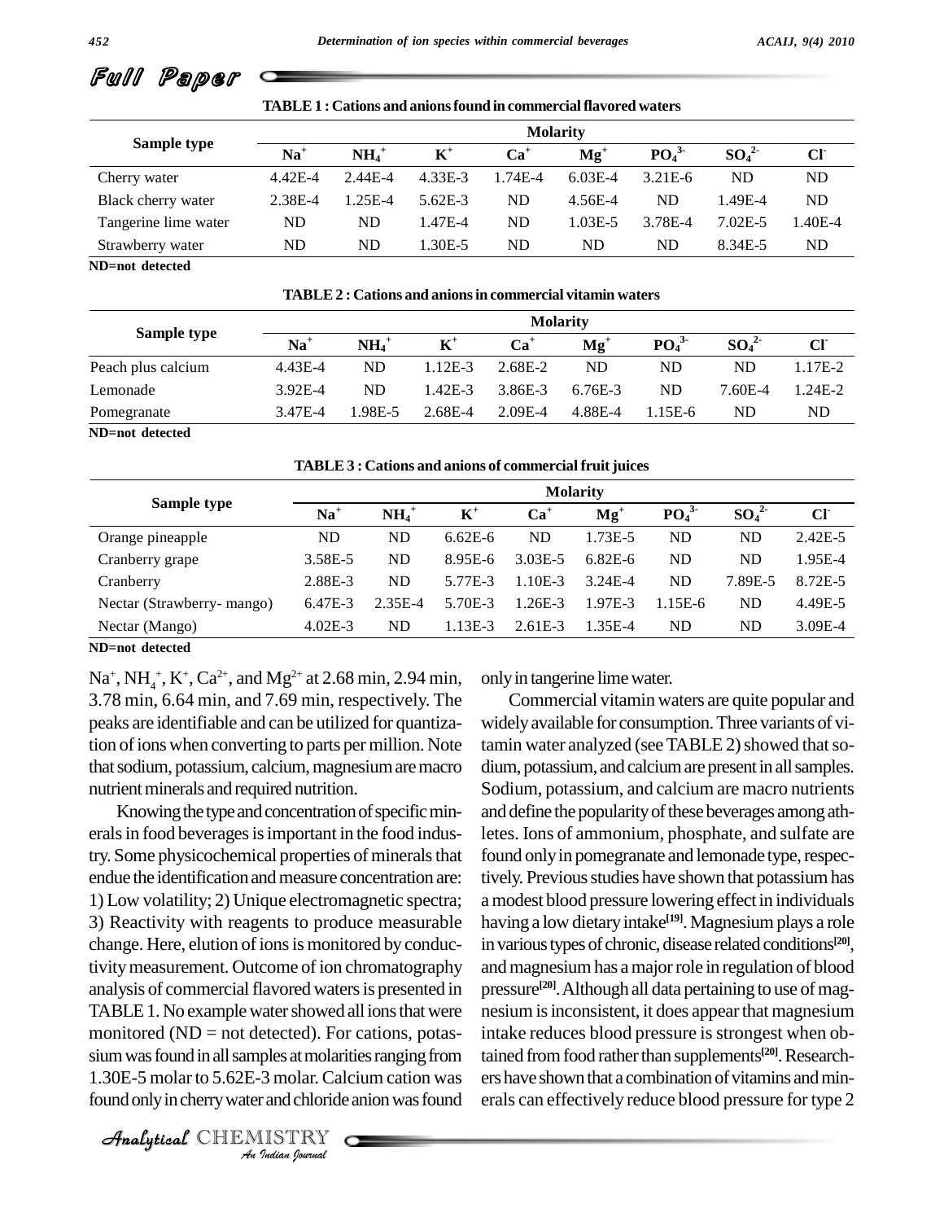**TABLE 1 : Cations and anions found in commercial flavored waters**

| Sample type | Molarity | | | | | | | |
|---|---|---|---|---|---|---|---|---|
| | $Na^+$ | $NH_4^+$ | $K^+$ | $Ca^+$ | $Mg^+$ | $PO_4^{3-}$ | $SO_4^{2-}$ | $Cl^-$ |
| Cherry water | 4.42E-4 | 2.44E-4 | 4.33E-3 | 1.74E-4 | 6.03E-4 | 3.21E-6 | ND | ND |
| Black cherry water | 2.38E-4 | 1.25E-4 | 5.62E-3 | ND | 4.56E-4 | ND | 1.49E-4 | ND |
| Tangerine lime water | ND | ND | 1.47E-4 | ND | 1.03E-5 | 3.78E-4 | 7.02E-5 | 1.40E-4 |
| Strawberry water | ND | ND | 1.30E-5 | ND | ND | ND | 8.34E-5 | ND |

ND=not detected

**TABLE 2 : Cations and anions in commercial vitamin waters**

| Sample type | Molarity | | | | | | | |
|---|---|---|---|---|---|---|---|---|
| | $Na^+$ | $NH_4^+$ | $K^+$ | $Ca^+$ | $Mg^+$ | $PO_4^{3-}$ | $SO_4^{2-}$ | $Cl^-$ |
| Peach plus calcium | 4.43E-4 | ND | 1.12E-3 | 2.68E-2 | ND | ND | ND | 1.17E-2 |
| Lemonade | 3.92E-4 | ND | 1.42E-3 | 3.86E-3 | 6.76E-3 | ND | 7.60E-4 | 1.24E-2 |
| Pomegranate | 3.47E-4 | 1.98E-5 | 2.68E-4 | 2.09E-4 | 4.88E-4 | 1.15E-6 | ND | ND |

ND=not detected

**TABLE 3 : Cations and anions of commercial fruit juices**

| Sample type | Molarity | | | | | | | |
|---|---|---|---|---|---|---|---|---|
| | $Na^+$ | $NH_4^+$ | $K^+$ | $Ca^+$ | $Mg^+$ | $PO_4^{3-}$ | $SO_4^{2-}$ | $Cl^-$ |
| Orange pineapple | ND | ND | 6.62E-6 | ND | 1.73E-5 | ND | ND | 2.42E-5 |
| Cranberry grape | 3.58E-5 | ND | 8.95E-6 | 3.03E-5 | 6.82E-6 | ND | ND | 1.95E-4 |
| Cranberry | 2.88E-3 | ND | 5.77E-3 | 1.10E-3 | 3.24E-4 | ND | 7.89E-5 | 8.72E-5 |
| Nectar (Strawberry- mango) | 6.47E-3 | 2.35E-4 | 5.70E-3 | 1.26E-3 | 1.97E-3 | 1.15E-6 | ND | 4.49E-5 |
| Nectar (Mango) | 4.02E-3 | ND | 1.13E-3 | 2.61E-3 | 1.35E-4 | ND | ND | 3.09E-4 |

ND=not detected

$Na^+$, $NH_4^+$, $K^+$, $Ca^{2+}$, and $Mg^{2+}$ at 2.68 min, 2.94 min, 3.78 min, 6.64 min, and 7.69 min, respectively. The peaks are identifiable and can be utilized for quantization of ions when converting to parts per million. Note that sodium, potassium, calcium, magnesium are macro nutrient minerals and required nutrition.

Knowing the type and concentration of specific minerals in food beverages is important in the food industry. Some physicochemical properties of minerals that endue the identification and measure concentration are: 1) Low volatility; 2) Unique electromagnetic spectra; 3) Reactivity with reagents to produce measurable change. Here, elution of ions is monitored by conductivity measurement. Outcome of ion chromatography analysis of commercial flavored waters is presented in TABLE 1. No example water showed all ions that were monitored (ND = not detected). For cations, potassium was found in all samples at molarities ranging from 1.30E-5 molar to 5.62E-3 molar. Calcium cation was found only in cherry water and chloride anion was found only in tangerine lime water.

Commercial vitamin waters are quite popular and widely available for consumption. Three variants of vitamin water analyzed (see TABLE 2) showed that sodium, potassium, and calcium are present in all samples. Sodium, potassium, and calcium are macro nutrients and define the popularity of these beverages among athletes. Ions of ammonium, phosphate, and sulfate are found only in pomegranate and lemonade type, respectively. Previous studies have shown that potassium has a modest blood pressure lowering effect in individuals having a low dietary intake[19]. Magnesium plays a role in various types of chronic, disease related conditions[20], and magnesium has a major role in regulation of blood pressure[20]. Although all data pertaining to use of magnesium is inconsistent, it does appear that magnesium intake reduces blood pressure is strongest when obtained from food rather than supplements[20]. Researchers have shown that a combination of vitamins and minerals can effectively reduce blood pressure for type 2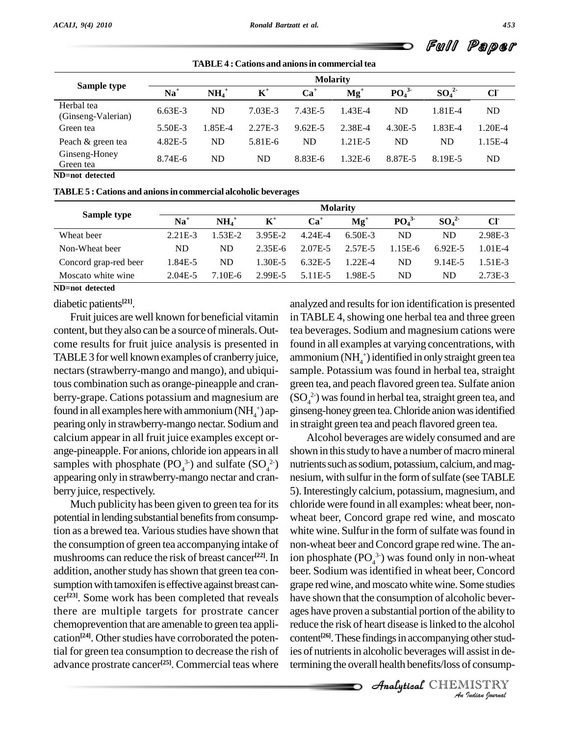**TABLE 4 : Cations and anions in commercial tea**

| Sample type | Molarity | | | | | | | |
|---|---|---|---|---|---|---|---|---|
| | $Na^+$ | $NH_4^+$ | $K^+$ | $Ca^+$ | $Mg^+$ | $PO_4^{3-}$ | $SO_4^{2-}$ | $Cl^-$ |
| Herbal tea (Ginseng-Valerian) | 6.63E-3 | ND | 7.03E-3 | 7.43E-5 | 1.43E-4 | ND | 1.81E-4 | ND |
| Green tea | 5.50E-3 | 1.85E-4 | 2.27E-3 | 9.62E-5 | 2.38E-4 | 4.30E-5 | 1.83E-4 | 1.20E-4 |
| Peach & green tea | 4.82E-5 | ND | 5.81E-6 | ND | 1.21E-5 | ND | ND | 1.15E-4 |
| Ginseng-Honey Green tea | 8.74E-6 | ND | ND | 8.83E-6 | 1.32E-6 | 8.87E-5 | 8.19E-5 | ND |

**ND=not detected**

**TABLE 5 : Cations and anions in commercial alcoholic beverages**

| Sample type | Molarity | | | | | | | |
|---|---|---|---|---|---|---|---|---|
| | $Na^+$ | $NH_4^+$ | $K^+$ | $Ca^+$ | $Mg^+$ | $PO_4^{3-}$ | $SO_4^{2-}$ | $Cl^-$ |
| Wheat beer | 2.21E-3 | 1.53E-2 | 3.95E-2 | 4.24E-4 | 6.50E-3 | ND | ND | 2.98E-3 |
| Non-Wheat beer | ND | ND | 2.35E-6 | 2.07E-5 | 2.57E-5 | 1.15E-6 | 6.92E-5 | 1.01E-4 |
| Concord grap-red beer | 1.84E-5 | ND | 1.30E-5 | 6.32E-5 | 1.22E-4 | ND | 9.14E-5 | 1.51E-3 |
| Moscato white wine | 2.04E-5 | 7.10E-6 | 2.99E-5 | 5.11E-5 | 1.98E-5 | ND | ND | 2.73E-3 |

**ND=not detected**

diabetic patients[21].

Fruit juices are well known for beneficial vitamin content, but they also can be a source of minerals. Outcome results for fruit juice analysis is presented in TABLE 3 for well known examples of cranberry juice, nectars (strawberry-mango and mango), and ubiquitous combination such as orange-pineapple and cranberry-grape. Cations potassium and magnesium are found in all examples here with ammonium ($NH_4^+$) appearing only in strawberry-mango nectar. Sodium and calcium appear in all fruit juice examples except orange-pineapple. For anions, chloride ion appears in all samples with phosphate ($PO_4^{3-}$) and sulfate ($SO_4^{2-}$) appearing only in strawberry-mango nectar and cranberry juice, respectively.

Much publicity has been given to green tea for its potential in lending substantial benefits from consumption as a brewed tea. Various studies have shown that the consumption of green tea accompanying intake of mushrooms can reduce the risk of breast cancer[22]. In addition, another study has shown that green tea consumption with tamoxifen is effective against breast cancer[23]. Some work has been completed that reveals there are multiple targets for prostrate cancer chemoprevention that are amenable to green tea application[24]. Other studies have corroborated the potential for green tea consumption to decrease the rish of advance prostrate cancer[25]. Commercial teas where analyzed and results for ion identification is presented in TABLE 4, showing one herbal tea and three green tea beverages. Sodium and magnesium cations were found in all examples at varying concentrations, with ammonium ($NH_4^+$) identified in only straight green tea sample. Potassium was found in herbal tea, straight green tea, and peach flavored green tea. Sulfate anion ($SO_4^{2-}$) was found in herbal tea, straight green tea, and ginseng-honey green tea. Chloride anion was identified in straight green tea and peach flavored green tea.

Alcohol beverages are widely consumed and are shown in this study to have a number of macro mineral nutrients such as sodium, potassium, calcium, and magnesium, with sulfur in the form of sulfate (see TABLE 5). Interestingly calcium, potassium, magnesium, and chloride were found in all examples: wheat beer, non-wheat beer, Concord grape red wine, and moscato white wine. Sulfur in the form of sulfate was found in non-wheat beer and Concord grape red wine. The anion phosphate ($PO_4^{3-}$) was found only in non-wheat beer. Sodium was identified in wheat beer, Concord grape red wine, and moscato white wine. Some studies have shown that the consumption of alcoholic beverages have proven a substantial portion of the ability to reduce the risk of heart disease is linked to the alcohol content[26]. These findings in accompanying other studies of nutrients in alcoholic beverages will assist in determining the overall health benefits/loss of consump-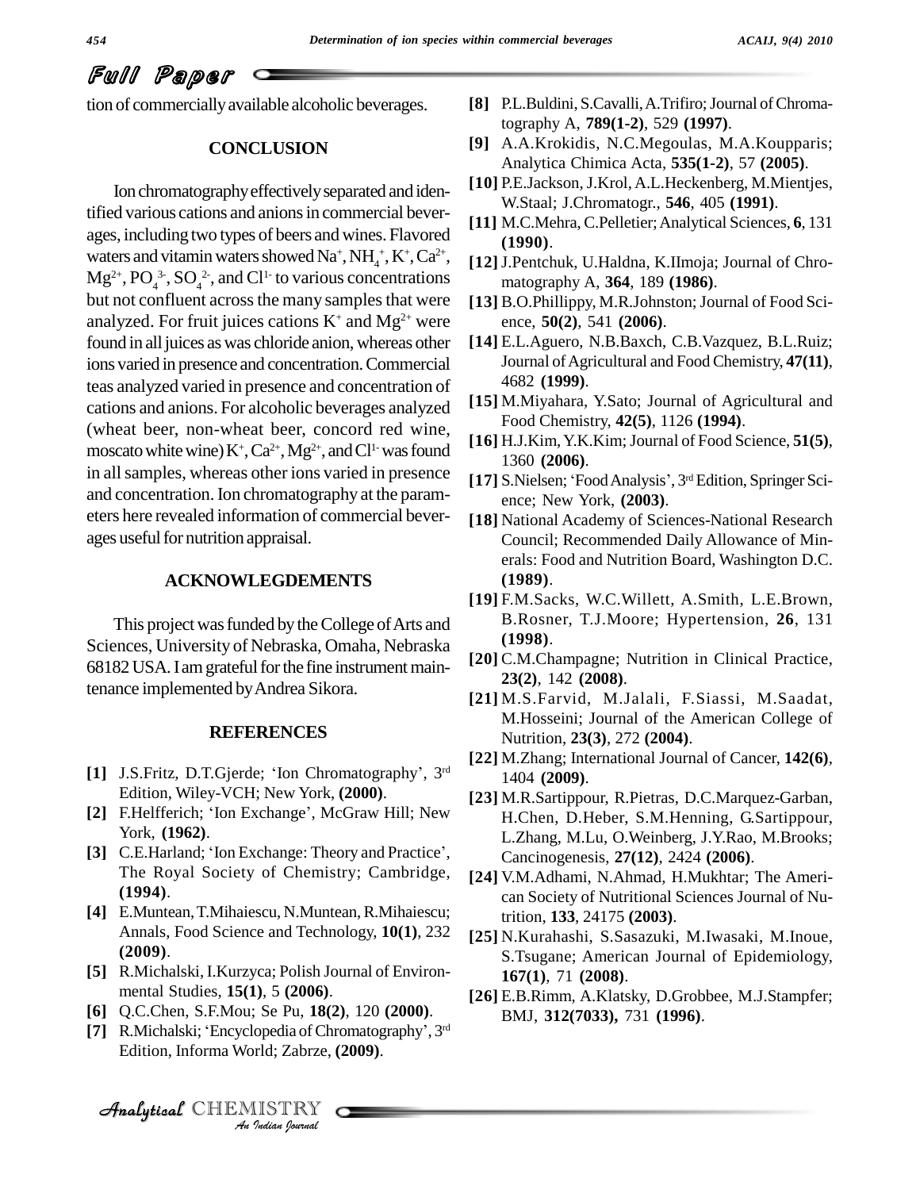tion of commercially available alcoholic beverages.

## CONCLUSION

Ion chromatography effectively separated and identified various cations and anions in commercial beverages, including two types of beers and wines. Flavored waters and vitamin waters showed $Na^+$, $NH_4^+$, $K^+$, $Ca^{2+}$, $Mg^{2+}$, $PO_4^{3-}$, $SO_4^{2-}$, and $Cl^{1-}$ to various concentrations but not confluent across the many samples that were analyzed. For fruit juices cations $K^+$ and $Mg^{2+}$ were found in all juices as was chloride anion, whereas other ions varied in presence and concentration. Commercial teas analyzed varied in presence and concentration of cations and anions. For alcoholic beverages analyzed (wheat beer, non-wheat beer, concord red wine, moscato white wine) $K^+$, $Ca^{2+}$, $Mg^{2+}$, and $Cl^{1-}$ was found in all samples, whereas other ions varied in presence and concentration. Ion chromatography at the parameters here revealed information of commercial beverages useful for nutrition appraisal.

## ACKNOWLEGDEMENTS

This project was funded by the College of Arts and Sciences, University of Nebraska, Omaha, Nebraska 68182 USA. I am grateful for the fine instrument maintenance implemented by Andrea Sikora.

## REFERENCES

**[1]** J.S.Fritz, D.T.Gjerde; 'Ion Chromatography', 3rd Edition, Wiley-VCH; New York, **(2000)**.

**[2]** F.Helfferich; 'Ion Exchange', McGraw Hill; New York, **(1962)**.

**[3]** C.E.Harland; 'Ion Exchange: Theory and Practice', The Royal Society of Chemistry; Cambridge, **(1994)**.

**[4]** E.Muntean, T.Mihaiescu, N.Muntean, R.Mihaiescu; Annals, Food Science and Technology, **10(1)**, 232 **(2009)**.

**[5]** R.Michalski, I.Kurzyca; Polish Journal of Environmental Studies, **15(1)**, 5 **(2006)**.

**[6]** Q.C.Chen, S.F.Mou; Se Pu, **18(2)**, 120 **(2000)**.

**[7]** R.Michalski; 'Encyclopedia of Chromatography', 3rd Edition, Informa World; Zabrze, **(2009)**.

**[8]** P.L.Buldini, S.Cavalli, A.Trifiro; Journal of Chromatography A, **789(1-2)**, 529 **(1997)**.

**[9]** A.A.Krokidis, N.C.Megoulas, M.A.Koupparis; Analytica Chimica Acta, **535(1-2)**, 57 **(2005)**.

**[10]** P.E.Jackson, J.Krol, A.L.Heckenberg, M.Mientjes, W.Staal; J.Chromatogr., **546**, 405 **(1991)**.

**[11]** M.C.Mehra, C.Pelletier; Analytical Sciences, **6**, 131 **(1990)**.

**[12]** J.Pentchuk, U.Haldna, K.IImoja; Journal of Chromatography A, **364**, 189 **(1986)**.

**[13]** B.O.Phillippy, M.R.Johnston; Journal of Food Science, **50(2)**, 541 **(2006)**.

**[14]** E.L.Aguero, N.B.Baxch, C.B.Vazquez, B.L.Ruiz; Journal of Agricultural and Food Chemistry, **47(11)**, 4682 **(1999)**.

**[15]** M.Miyahara, Y.Sato; Journal of Agricultural and Food Chemistry, **42(5)**, 1126 **(1994)**.

**[16]** H.J.Kim, Y.K.Kim; Journal of Food Science, **51(5)**, 1360 **(2006)**.

**[17]** S.Nielsen; 'Food Analysis', 3rd Edition, Springer Science; New York, **(2003)**.

**[18]** National Academy of Sciences-National Research Council; Recommended Daily Allowance of Minerals: Food and Nutrition Board, Washington D.C. **(1989)**.

**[19]** F.M.Sacks, W.C.Willett, A.Smith, L.E.Brown, B.Rosner, T.J.Moore; Hypertension, **26**, 131 **(1998)**.

**[20]** C.M.Champagne; Nutrition in Clinical Practice, **23(2)**, 142 **(2008)**.

**[21]** M.S.Farvid, M.Jalali, F.Siassi, M.Saadat, M.Hosseini; Journal of the American College of Nutrition, **23(3)**, 272 **(2004)**.

**[22]** M.Zhang; International Journal of Cancer, **142(6)**, 1404 **(2009)**.

**[23]** M.R.Sartippour, R.Pietras, D.C.Marquez-Garban, H.Chen, D.Heber, S.M.Henning, G.Sartippour, L.Zhang, M.Lu, O.Weinberg, J.Y.Rao, M.Brooks; Cancinogenesis, **27(12)**, 2424 **(2006)**.

**[24]** V.M.Adhami, N.Ahmad, H.Mukhtar; The American Society of Nutritional Sciences Journal of Nutrition, **133**, 24175 **(2003)**.

**[25]** N.Kurahashi, S.Sasazuki, M.Iwasaki, M.Inoue, S.Tsugane; American Journal of Epidemiology, **167(1)**, 71 **(2008)**.

**[26]** E.B.Rimm, A.Klatsky, D.Grobbee, M.J.Stampfer; BMJ, **312(7033),** 731 **(1996)**.